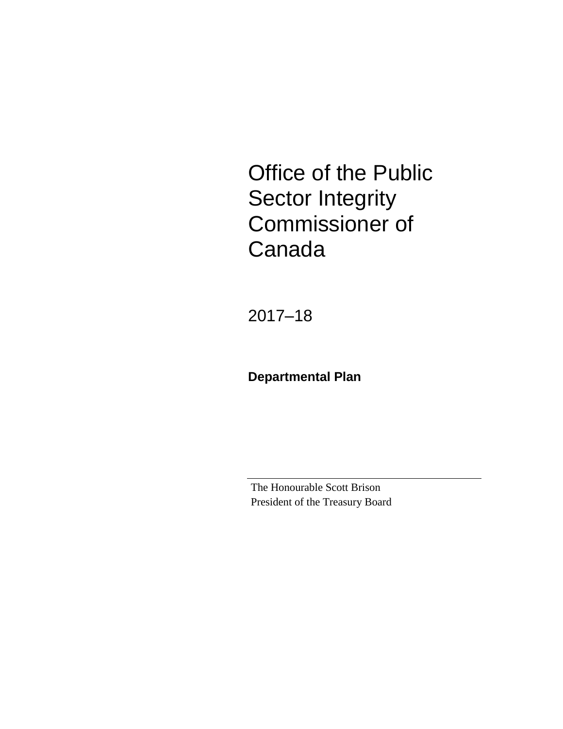# Office of the Public Sector Integrity Commissioner of Canada

2017–18

**Departmental Plan**

The Honourable Scott Brison
President of the Treasury Board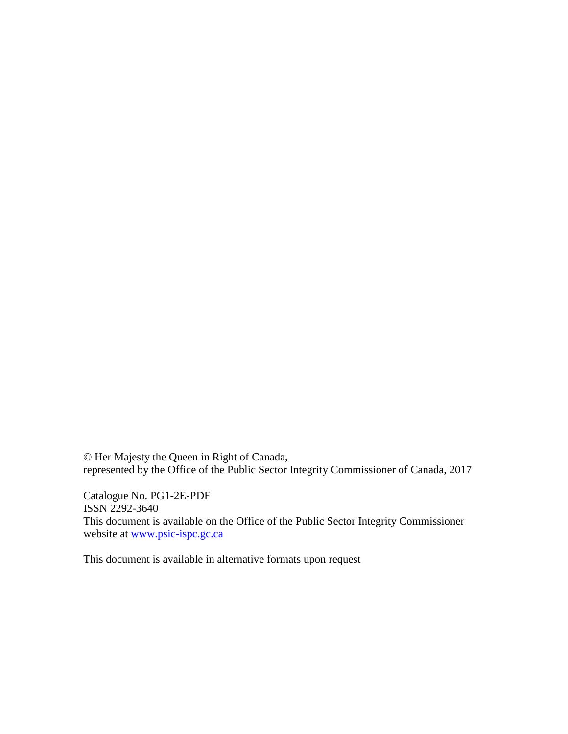© Her Majesty the Queen in Right of Canada,
represented by the Office of the Public Sector Integrity Commissioner of Canada, 2017

Catalogue No. PG1-2E-PDF
ISSN 2292-3640
This document is available on the Office of the Public Sector Integrity Commissioner website at www.psic-ispc.gc.ca

This document is available in alternative formats upon request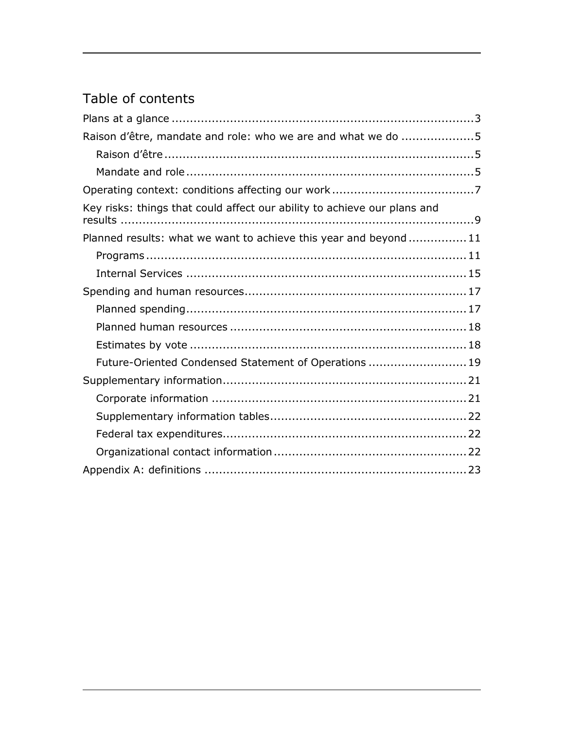## Table of contents

- Plans at a glance ........ 3
- Raison d'être, mandate and role: who we are and what we do ........ 5
  - Raison d'être ........ 5
  - Mandate and role ........ 5
- Operating context: conditions affecting our work ........ 7
- Key risks: things that could affect our ability to achieve our plans and results ........ 9
- Planned results: what we want to achieve this year and beyond ........ 11
  - Programs ........ 11
  - Internal Services ........ 15
- Spending and human resources ........ 17
  - Planned spending ........ 17
  - Planned human resources ........ 18
  - Estimates by vote ........ 18
  - Future-Oriented Condensed Statement of Operations ........ 19
- Supplementary information ........ 21
  - Corporate information ........ 21
  - Supplementary information tables ........ 22
  - Federal tax expenditures ........ 22
  - Organizational contact information ........ 22
- Appendix A: definitions ........ 23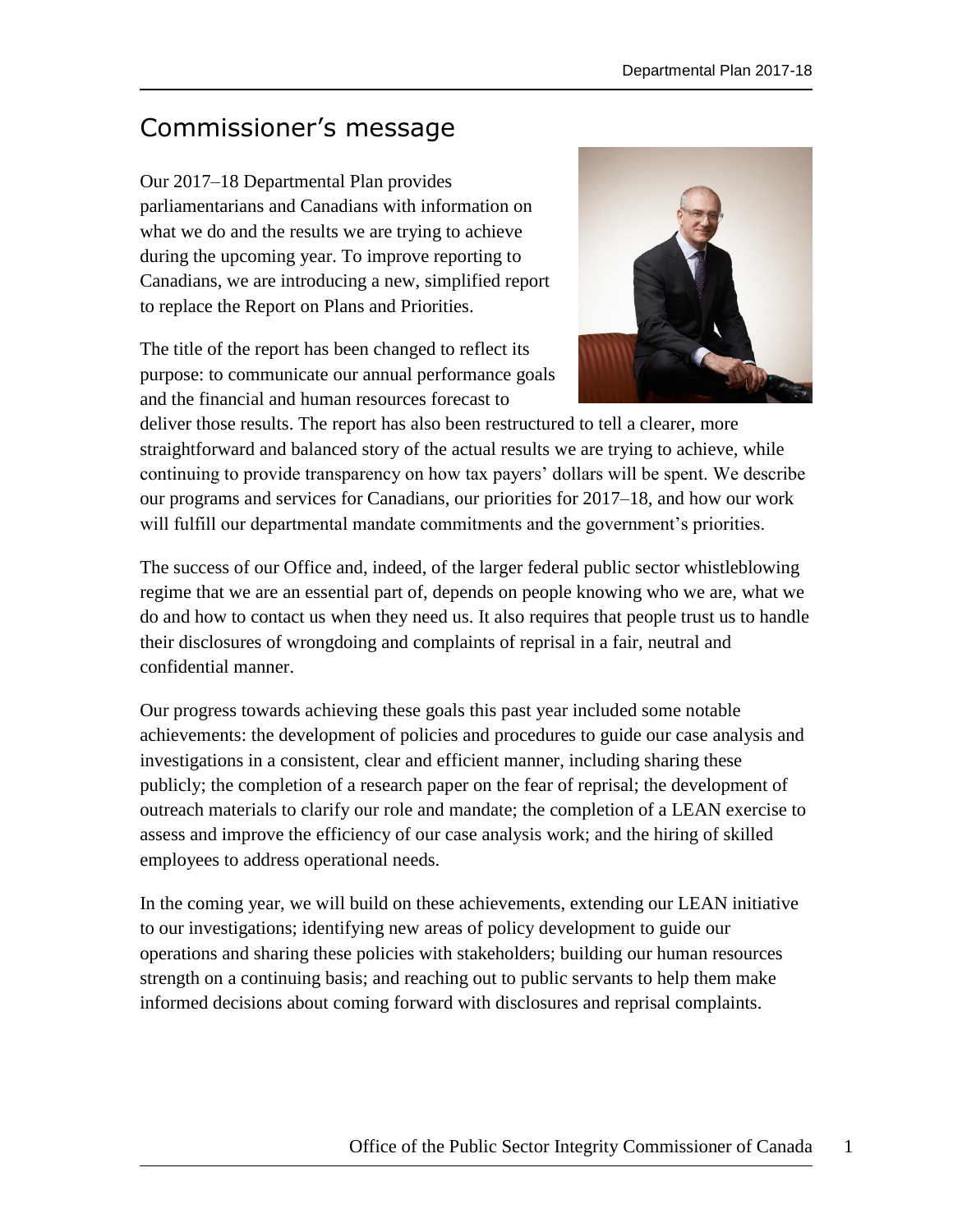## Commissioner's message

Our 2017–18 Departmental Plan provides parliamentarians and Canadians with information on what we do and the results we are trying to achieve during the upcoming year. To improve reporting to Canadians, we are introducing a new, simplified report to replace the Report on Plans and Priorities.

The title of the report has been changed to reflect its purpose: to communicate our annual performance goals and the financial and human resources forecast to deliver those results. The report has also been restructured to tell a clearer, more straightforward and balanced story of the actual results we are trying to achieve, while continuing to provide transparency on how tax payers' dollars will be spent. We describe our programs and services for Canadians, our priorities for 2017–18, and how our work will fulfill our departmental mandate commitments and the government's priorities.

The success of our Office and, indeed, of the larger federal public sector whistleblowing regime that we are an essential part of, depends on people knowing who we are, what we do and how to contact us when they need us. It also requires that people trust us to handle their disclosures of wrongdoing and complaints of reprisal in a fair, neutral and confidential manner.

Our progress towards achieving these goals this past year included some notable achievements: the development of policies and procedures to guide our case analysis and investigations in a consistent, clear and efficient manner, including sharing these publicly; the completion of a research paper on the fear of reprisal; the development of outreach materials to clarify our role and mandate; the completion of a LEAN exercise to assess and improve the efficiency of our case analysis work; and the hiring of skilled employees to address operational needs.

In the coming year, we will build on these achievements, extending our LEAN initiative to our investigations; identifying new areas of policy development to guide our operations and sharing these policies with stakeholders; building our human resources strength on a continuing basis; and reaching out to public servants to help them make informed decisions about coming forward with disclosures and reprisal complaints.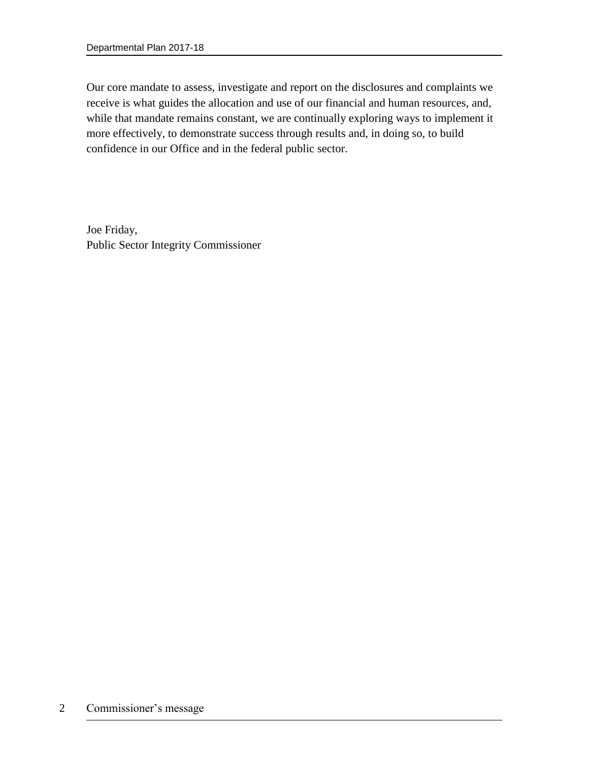Our core mandate to assess, investigate and report on the disclosures and complaints we receive is what guides the allocation and use of our financial and human resources, and, while that mandate remains constant, we are continually exploring ways to implement it more effectively, to demonstrate success through results and, in doing so, to build confidence in our Office and in the federal public sector.

Joe Friday,
Public Sector Integrity Commissioner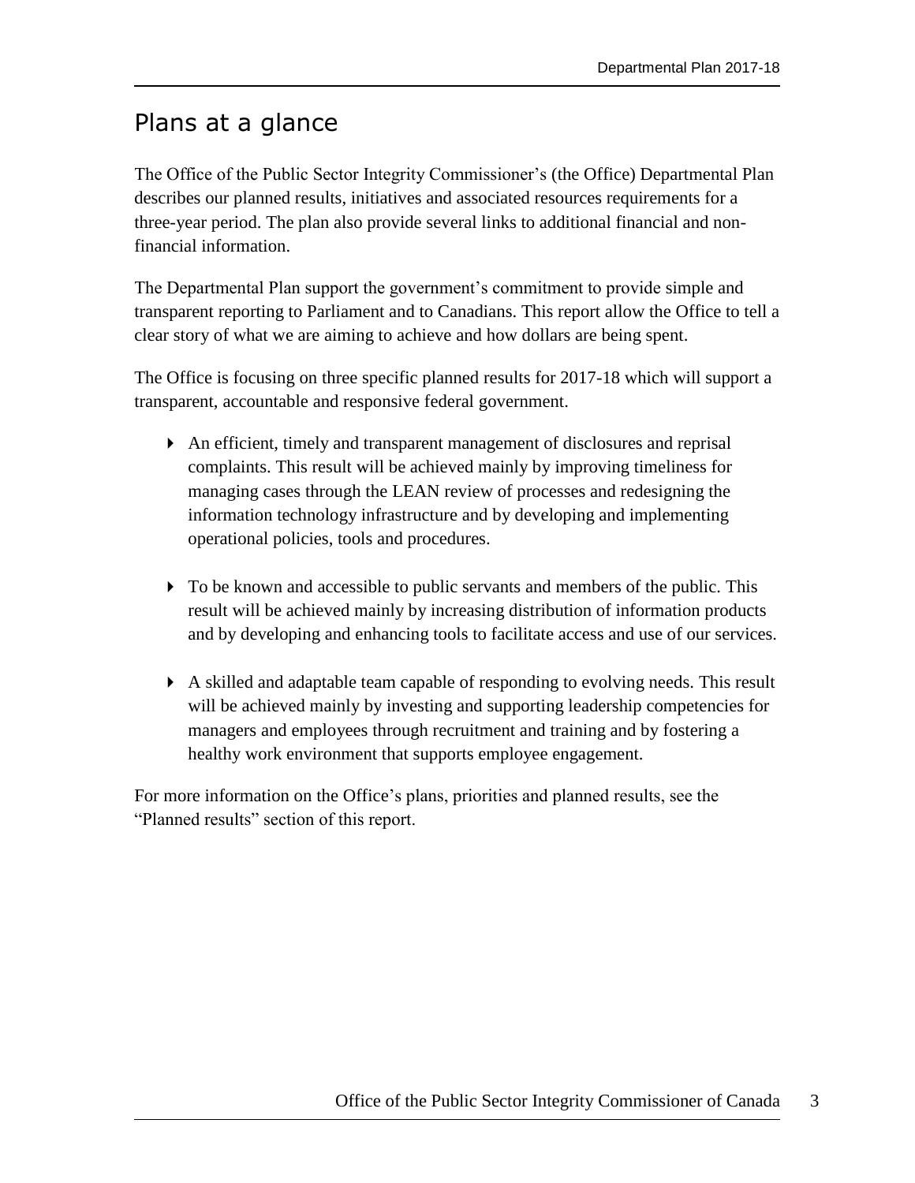# Plans at a glance

The Office of the Public Sector Integrity Commissioner's (the Office) Departmental Plan describes our planned results, initiatives and associated resources requirements for a three-year period. The plan also provide several links to additional financial and non-financial information.

The Departmental Plan support the government's commitment to provide simple and transparent reporting to Parliament and to Canadians. This report allow the Office to tell a clear story of what we are aiming to achieve and how dollars are being spent.

The Office is focusing on three specific planned results for 2017-18 which will support a transparent, accountable and responsive federal government.

- An efficient, timely and transparent management of disclosures and reprisal complaints. This result will be achieved mainly by improving timeliness for managing cases through the LEAN review of processes and redesigning the information technology infrastructure and by developing and implementing operational policies, tools and procedures.
- To be known and accessible to public servants and members of the public. This result will be achieved mainly by increasing distribution of information products and by developing and enhancing tools to facilitate access and use of our services.
- A skilled and adaptable team capable of responding to evolving needs. This result will be achieved mainly by investing and supporting leadership competencies for managers and employees through recruitment and training and by fostering a healthy work environment that supports employee engagement.

For more information on the Office's plans, priorities and planned results, see the "Planned results" section of this report.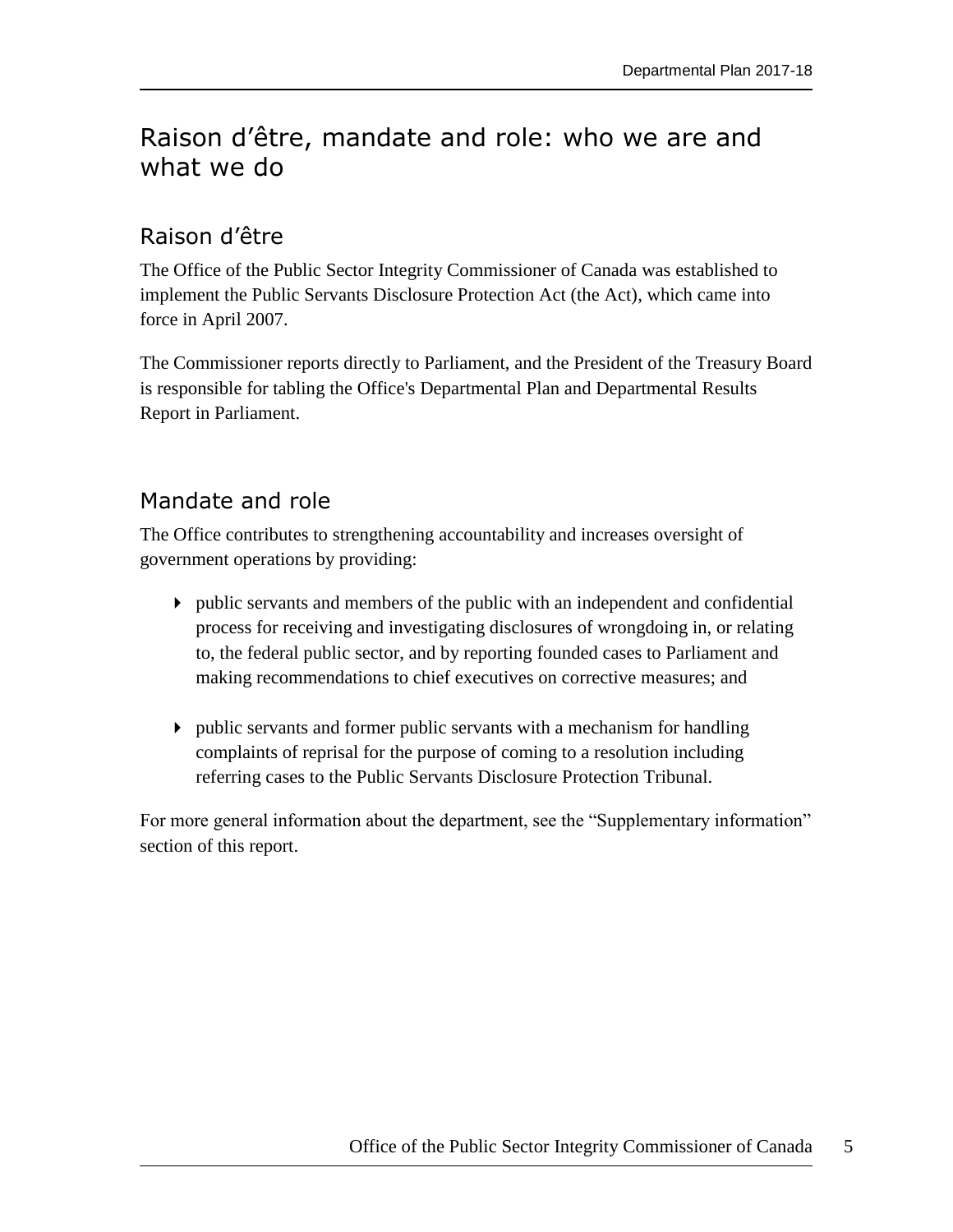# Raison d’être, mandate and role: who we are and what we do

## Raison d’être

The Office of the Public Sector Integrity Commissioner of Canada was established to implement the Public Servants Disclosure Protection Act (the Act), which came into force in April 2007.

The Commissioner reports directly to Parliament, and the President of the Treasury Board is responsible for tabling the Office's Departmental Plan and Departmental Results Report in Parliament.

## Mandate and role

The Office contributes to strengthening accountability and increases oversight of government operations by providing:

- public servants and members of the public with an independent and confidential process for receiving and investigating disclosures of wrongdoing in, or relating to, the federal public sector, and by reporting founded cases to Parliament and making recommendations to chief executives on corrective measures; and
- public servants and former public servants with a mechanism for handling complaints of reprisal for the purpose of coming to a resolution including referring cases to the Public Servants Disclosure Protection Tribunal.

For more general information about the department, see the “Supplementary information” section of this report.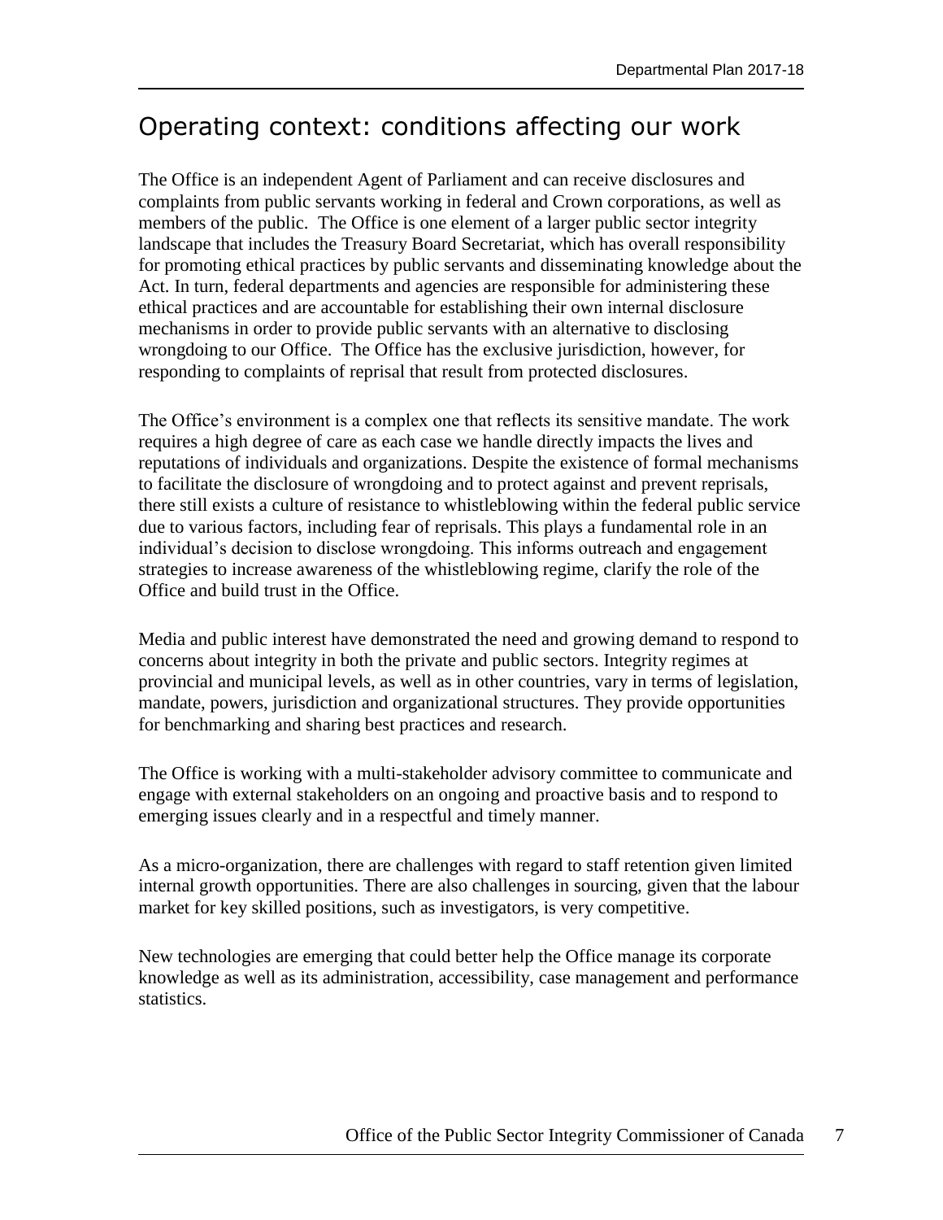# Operating context: conditions affecting our work

The Office is an independent Agent of Parliament and can receive disclosures and complaints from public servants working in federal and Crown corporations, as well as members of the public. The Office is one element of a larger public sector integrity landscape that includes the Treasury Board Secretariat, which has overall responsibility for promoting ethical practices by public servants and disseminating knowledge about the Act. In turn, federal departments and agencies are responsible for administering these ethical practices and are accountable for establishing their own internal disclosure mechanisms in order to provide public servants with an alternative to disclosing wrongdoing to our Office. The Office has the exclusive jurisdiction, however, for responding to complaints of reprisal that result from protected disclosures.

The Office's environment is a complex one that reflects its sensitive mandate. The work requires a high degree of care as each case we handle directly impacts the lives and reputations of individuals and organizations. Despite the existence of formal mechanisms to facilitate the disclosure of wrongdoing and to protect against and prevent reprisals, there still exists a culture of resistance to whistleblowing within the federal public service due to various factors, including fear of reprisals. This plays a fundamental role in an individual's decision to disclose wrongdoing. This informs outreach and engagement strategies to increase awareness of the whistleblowing regime, clarify the role of the Office and build trust in the Office.

Media and public interest have demonstrated the need and growing demand to respond to concerns about integrity in both the private and public sectors. Integrity regimes at provincial and municipal levels, as well as in other countries, vary in terms of legislation, mandate, powers, jurisdiction and organizational structures. They provide opportunities for benchmarking and sharing best practices and research.

The Office is working with a multi-stakeholder advisory committee to communicate and engage with external stakeholders on an ongoing and proactive basis and to respond to emerging issues clearly and in a respectful and timely manner.

As a micro-organization, there are challenges with regard to staff retention given limited internal growth opportunities. There are also challenges in sourcing, given that the labour market for key skilled positions, such as investigators, is very competitive.

New technologies are emerging that could better help the Office manage its corporate knowledge as well as its administration, accessibility, case management and performance statistics.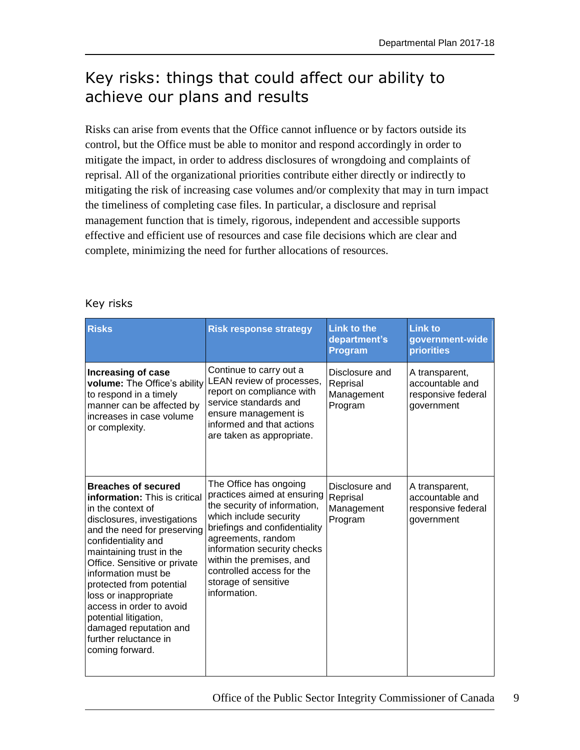# Key risks: things that could affect our ability to achieve our plans and results

Risks can arise from events that the Office cannot influence or by factors outside its control, but the Office must be able to monitor and respond accordingly in order to mitigate the impact, in order to address disclosures of wrongdoing and complaints of reprisal. All of the organizational priorities contribute either directly or indirectly to mitigating the risk of increasing case volumes and/or complexity that may in turn impact the timeliness of completing case files. In particular, a disclosure and reprisal management function that is timely, rigorous, independent and accessible supports effective and efficient use of resources and case file decisions which are clear and complete, minimizing the need for further allocations of resources.

## Key risks

| Risks | Risk response strategy | Link to the department's Program | Link to government-wide priorities |
|---|---|---|---|
| **Increasing of case volume:** The Office's ability to respond in a timely manner can be affected by increases in case volume or complexity. | Continue to carry out a LEAN review of processes, report on compliance with service standards and ensure management is informed and that actions are taken as appropriate. | Disclosure and Reprisal Management Program | A transparent, accountable and responsive federal government |
| **Breaches of secured information:** This is critical in the context of disclosures, investigations and the need for preserving confidentiality and maintaining trust in the Office. Sensitive or private information must be protected from potential loss or inappropriate access in order to avoid potential litigation, damaged reputation and further reluctance in coming forward. | The Office has ongoing practices aimed at ensuring the security of information, which include security briefings and confidentiality agreements, random information security checks within the premises, and controlled access for the storage of sensitive information. | Disclosure and Reprisal Management Program | A transparent, accountable and responsive federal government |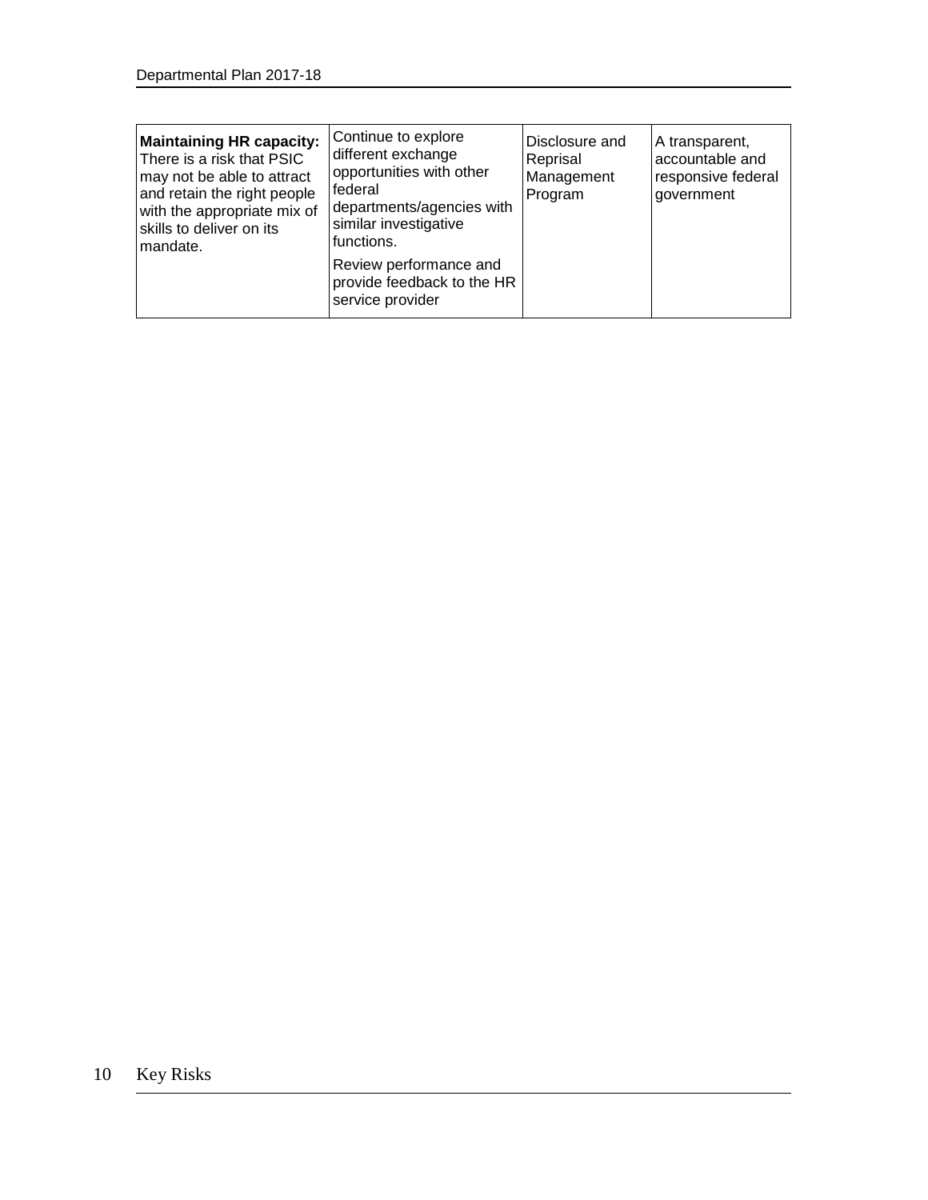| | | | |
|---|---|---|---|
| **Maintaining HR capacity:** There is a risk that PSIC may not be able to attract and retain the right people with the appropriate mix of skills to deliver on its mandate. | Continue to explore different exchange opportunities with other federal departments/agencies with similar investigative functions.<br><br>Review performance and provide feedback to the HR service provider | Disclosure and Reprisal Management Program | A transparent, accountable and responsive federal government |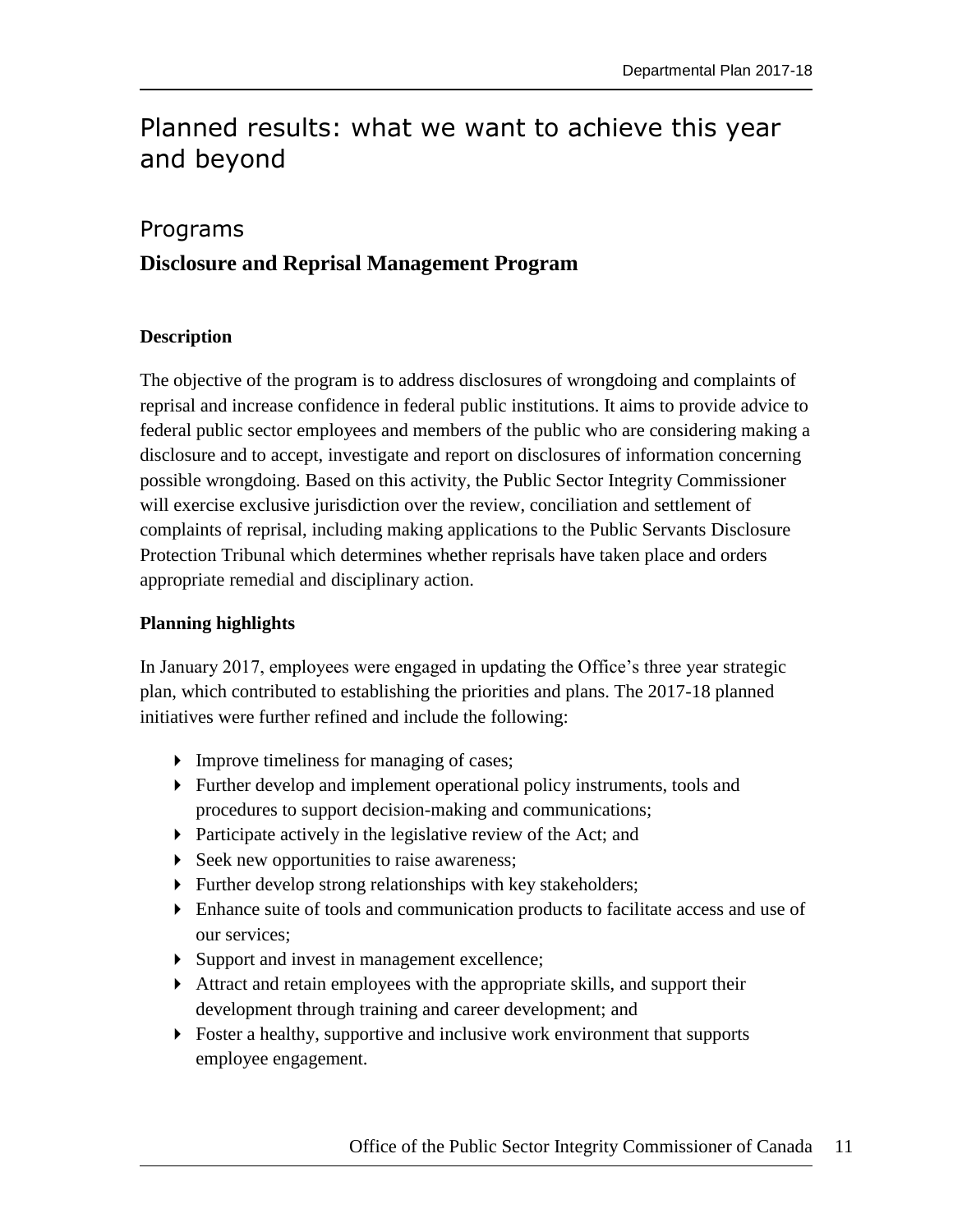# Planned results: what we want to achieve this year and beyond

## Programs

### Disclosure and Reprisal Management Program

**Description**

The objective of the program is to address disclosures of wrongdoing and complaints of reprisal and increase confidence in federal public institutions. It aims to provide advice to federal public sector employees and members of the public who are considering making a disclosure and to accept, investigate and report on disclosures of information concerning possible wrongdoing. Based on this activity, the Public Sector Integrity Commissioner will exercise exclusive jurisdiction over the review, conciliation and settlement of complaints of reprisal, including making applications to the Public Servants Disclosure Protection Tribunal which determines whether reprisals have taken place and orders appropriate remedial and disciplinary action.

**Planning highlights**

In January 2017, employees were engaged in updating the Office's three year strategic plan, which contributed to establishing the priorities and plans. The 2017-18 planned initiatives were further refined and include the following:

- Improve timeliness for managing of cases;
- Further develop and implement operational policy instruments, tools and procedures to support decision-making and communications;
- Participate actively in the legislative review of the Act; and
- Seek new opportunities to raise awareness;
- Further develop strong relationships with key stakeholders;
- Enhance suite of tools and communication products to facilitate access and use of our services;
- Support and invest in management excellence;
- Attract and retain employees with the appropriate skills, and support their development through training and career development; and
- Foster a healthy, supportive and inclusive work environment that supports employee engagement.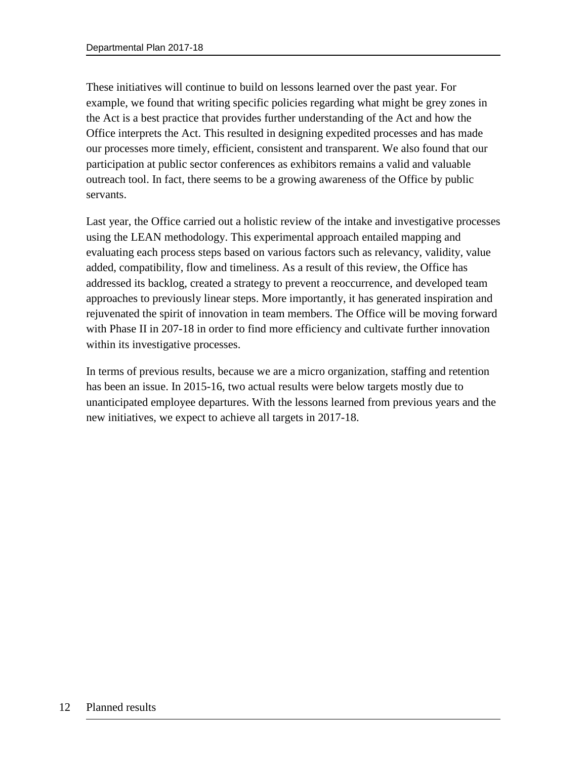These initiatives will continue to build on lessons learned over the past year. For example, we found that writing specific policies regarding what might be grey zones in the Act is a best practice that provides further understanding of the Act and how the Office interprets the Act. This resulted in designing expedited processes and has made our processes more timely, efficient, consistent and transparent. We also found that our participation at public sector conferences as exhibitors remains a valid and valuable outreach tool. In fact, there seems to be a growing awareness of the Office by public servants.

Last year, the Office carried out a holistic review of the intake and investigative processes using the LEAN methodology. This experimental approach entailed mapping and evaluating each process steps based on various factors such as relevancy, validity, value added, compatibility, flow and timeliness. As a result of this review, the Office has addressed its backlog, created a strategy to prevent a reoccurrence, and developed team approaches to previously linear steps. More importantly, it has generated inspiration and rejuvenated the spirit of innovation in team members. The Office will be moving forward with Phase II in 207-18 in order to find more efficiency and cultivate further innovation within its investigative processes.

In terms of previous results, because we are a micro organization, staffing and retention has been an issue. In 2015-16, two actual results were below targets mostly due to unanticipated employee departures. With the lessons learned from previous years and the new initiatives, we expect to achieve all targets in 2017-18.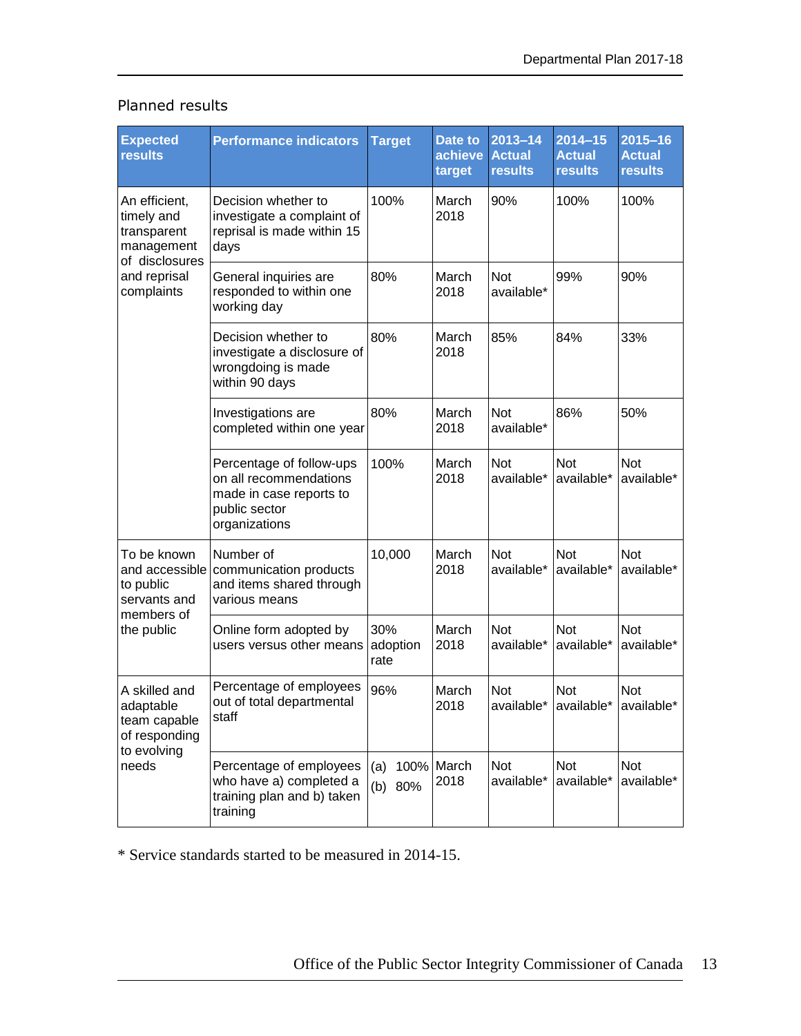## Planned results

| Expected results | Performance indicators | Target | Date to achieve target | 2013–14 Actual results | 2014–15 Actual results | 2015–16 Actual results |
|---|---|---|---|---|---|---|
| An efficient, timely and transparent management of disclosures and reprisal complaints | Decision whether to investigate a complaint of reprisal is made within 15 days | 100% | March 2018 | 90% | 100% | 100% |
| | General inquiries are responded to within one working day | 80% | March 2018 | Not available* | 99% | 90% |
| | Decision whether to investigate a disclosure of wrongdoing is made within 90 days | 80% | March 2018 | 85% | 84% | 33% |
| | Investigations are completed within one year | 80% | March 2018 | Not available* | 86% | 50% |
| | Percentage of follow-ups on all recommendations made in case reports to public sector organizations | 100% | March 2018 | Not available* | Not available* | Not available* |
| To be known and accessible to public servants and members of the public | Number of communication products and items shared through various means | 10,000 | March 2018 | Not available* | Not available* | Not available* |
| | Online form adopted by users versus other means | 30% adoption rate | March 2018 | Not available* | Not available* | Not available* |
| A skilled and adaptable team capable of responding to evolving needs | Percentage of employees out of total departmental staff | 96% | March 2018 | Not available* | Not available* | Not available* |
| | Percentage of employees who have a) completed a training plan and b) taken training | (a) 100% (b) 80% | March 2018 | Not available* | Not available* | Not available* |

* Service standards started to be measured in 2014-15.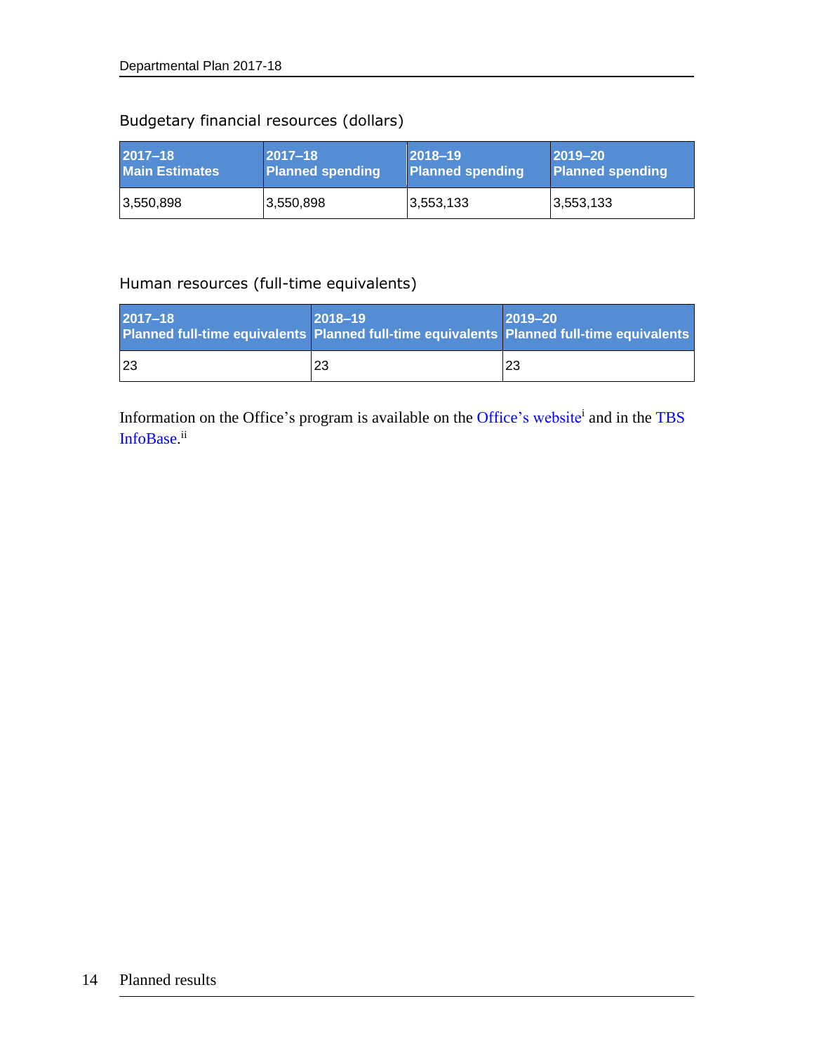Budgetary financial resources (dollars)

| 2017–18 Main Estimates | 2017–18 Planned spending | 2018–19 Planned spending | 2019–20 Planned spending |
| --- | --- | --- | --- |
| 3,550,898 | 3,550,898 | 3,553,133 | 3,553,133 |

Human resources (full-time equivalents)

| 2017–18 Planned full-time equivalents | 2018–19 Planned full-time equivalents | 2019–20 Planned full-time equivalents |
| --- | --- | --- |
| 23 | 23 | 23 |

Information on the Office's program is available on the Office's website[i] and in the TBS InfoBase.[ii]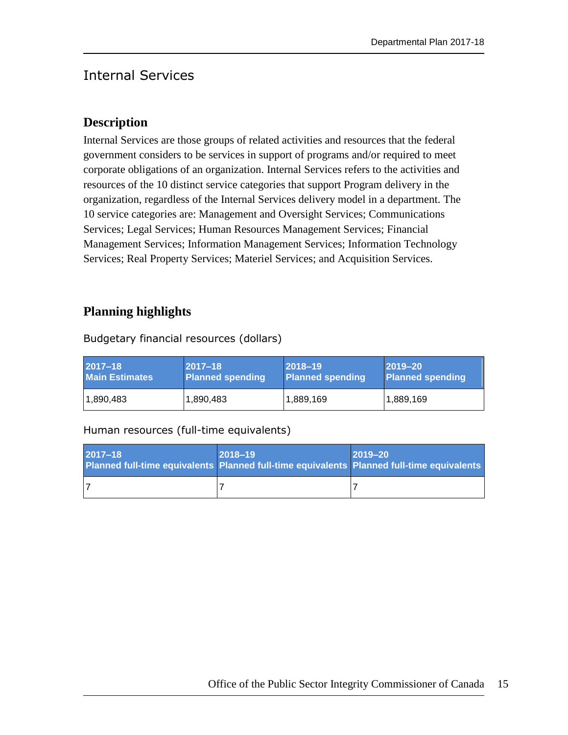## Internal Services

### Description

Internal Services are those groups of related activities and resources that the federal government considers to be services in support of programs and/or required to meet corporate obligations of an organization. Internal Services refers to the activities and resources of the 10 distinct service categories that support Program delivery in the organization, regardless of the Internal Services delivery model in a department. The 10 service categories are: Management and Oversight Services; Communications Services; Legal Services; Human Resources Management Services; Financial Management Services; Information Management Services; Information Technology Services; Real Property Services; Materiel Services; and Acquisition Services.

### Planning highlights

Budgetary financial resources (dollars)

| 2017–18 Main Estimates | 2017–18 Planned spending | 2018–19 Planned spending | 2019–20 Planned spending |
|---|---|---|---|
| 1,890,483 | 1,890,483 | 1,889,169 | 1,889,169 |

Human resources (full-time equivalents)

| 2017–18 Planned full-time equivalents | 2018–19 Planned full-time equivalents | 2019–20 Planned full-time equivalents |
|---|---|---|
| 7 | 7 | 7 |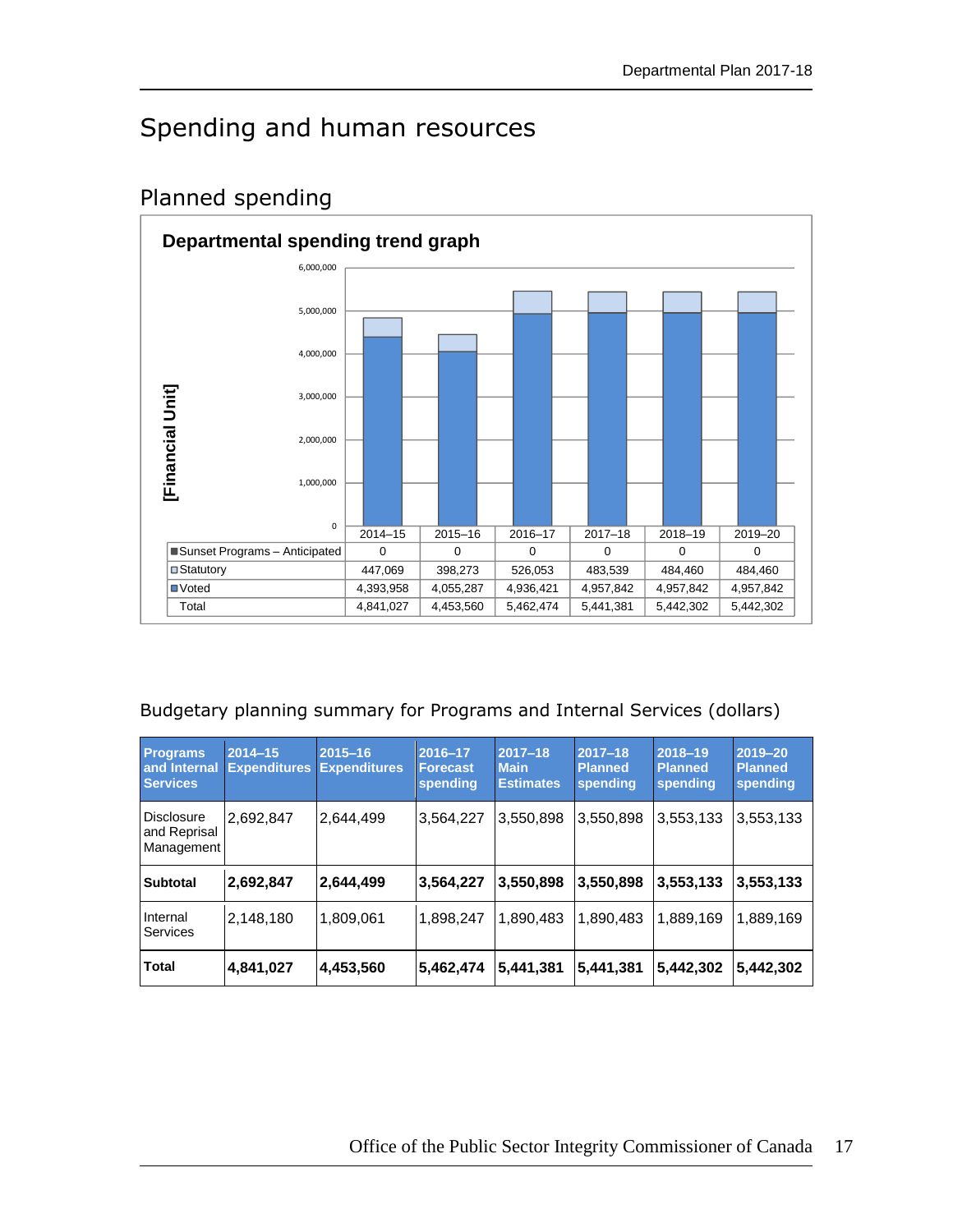# Spending and human resources

## Planned spending

**Departmental spending trend graph**

|  | 2014–15 | 2015–16 | 2016–17 | 2017–18 | 2018–19 | 2019–20 |
|---|---|---|---|---|---|---|
| Sunset Programs – Anticipated | 0 | 0 | 0 | 0 | 0 | 0 |
| Statutory | 447,069 | 398,273 | 526,053 | 483,539 | 484,460 | 484,460 |
| Voted | 4,393,958 | 4,055,287 | 4,936,421 | 4,957,842 | 4,957,842 | 4,957,842 |
| Total | 4,841,027 | 4,453,560 | 5,462,474 | 5,441,381 | 5,442,302 | 5,442,302 |

Budgetary planning summary for Programs and Internal Services (dollars)

| Programs and Internal Services | 2014–15 Expenditures | 2015–16 Expenditures | 2016–17 Forecast spending | 2017–18 Main Estimates | 2017–18 Planned spending | 2018–19 Planned spending | 2019–20 Planned spending |
|---|---|---|---|---|---|---|---|
| Disclosure and Reprisal Management | 2,692,847 | 2,644,499 | 3,564,227 | 3,550,898 | 3,550,898 | 3,553,133 | 3,553,133 |
| **Subtotal** | **2,692,847** | **2,644,499** | **3,564,227** | **3,550,898** | **3,550,898** | **3,553,133** | **3,553,133** |
| Internal Services | 2,148,180 | 1,809,061 | 1,898,247 | 1,890,483 | 1,890,483 | 1,889,169 | 1,889,169 |
| **Total** | **4,841,027** | **4,453,560** | **5,462,474** | **5,441,381** | **5,441,381** | **5,442,302** | **5,442,302** |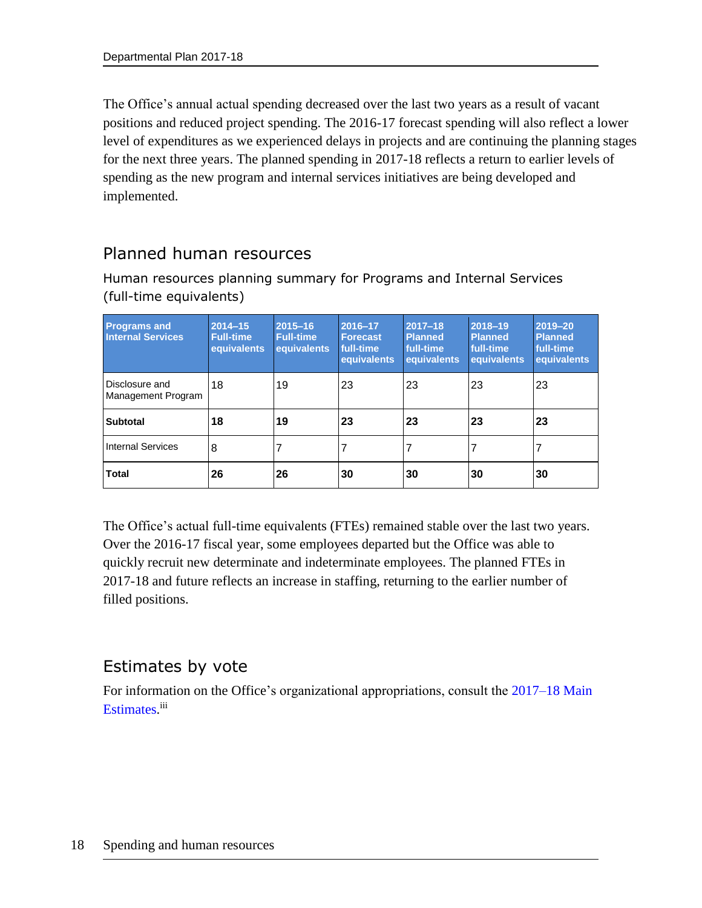The Office's annual actual spending decreased over the last two years as a result of vacant positions and reduced project spending. The 2016-17 forecast spending will also reflect a lower level of expenditures as we experienced delays in projects and are continuing the planning stages for the next three years. The planned spending in 2017-18 reflects a return to earlier levels of spending as the new program and internal services initiatives are being developed and implemented.

## Planned human resources

### Human resources planning summary for Programs and Internal Services (full-time equivalents)

| Programs and Internal Services | 2014–15 Full-time equivalents | 2015–16 Full-time equivalents | 2016–17 Forecast full-time equivalents | 2017–18 Planned full-time equivalents | 2018–19 Planned full-time equivalents | 2019–20 Planned full-time equivalents |
|---|---|---|---|---|---|---|
| Disclosure and Management Program | 18 | 19 | 23 | 23 | 23 | 23 |
| **Subtotal** | **18** | **19** | **23** | **23** | **23** | **23** |
| Internal Services | 8 | 7 | 7 | 7 | 7 | 7 |
| **Total** | **26** | **26** | **30** | **30** | **30** | **30** |

The Office's actual full-time equivalents (FTEs) remained stable over the last two years. Over the 2016-17 fiscal year, some employees departed but the Office was able to quickly recruit new determinate and indeterminate employees. The planned FTEs in 2017-18 and future reflects an increase in staffing, returning to the earlier number of filled positions.

## Estimates by vote

For information on the Office's organizational appropriations, consult the 2017–18 Main Estimates.[iii]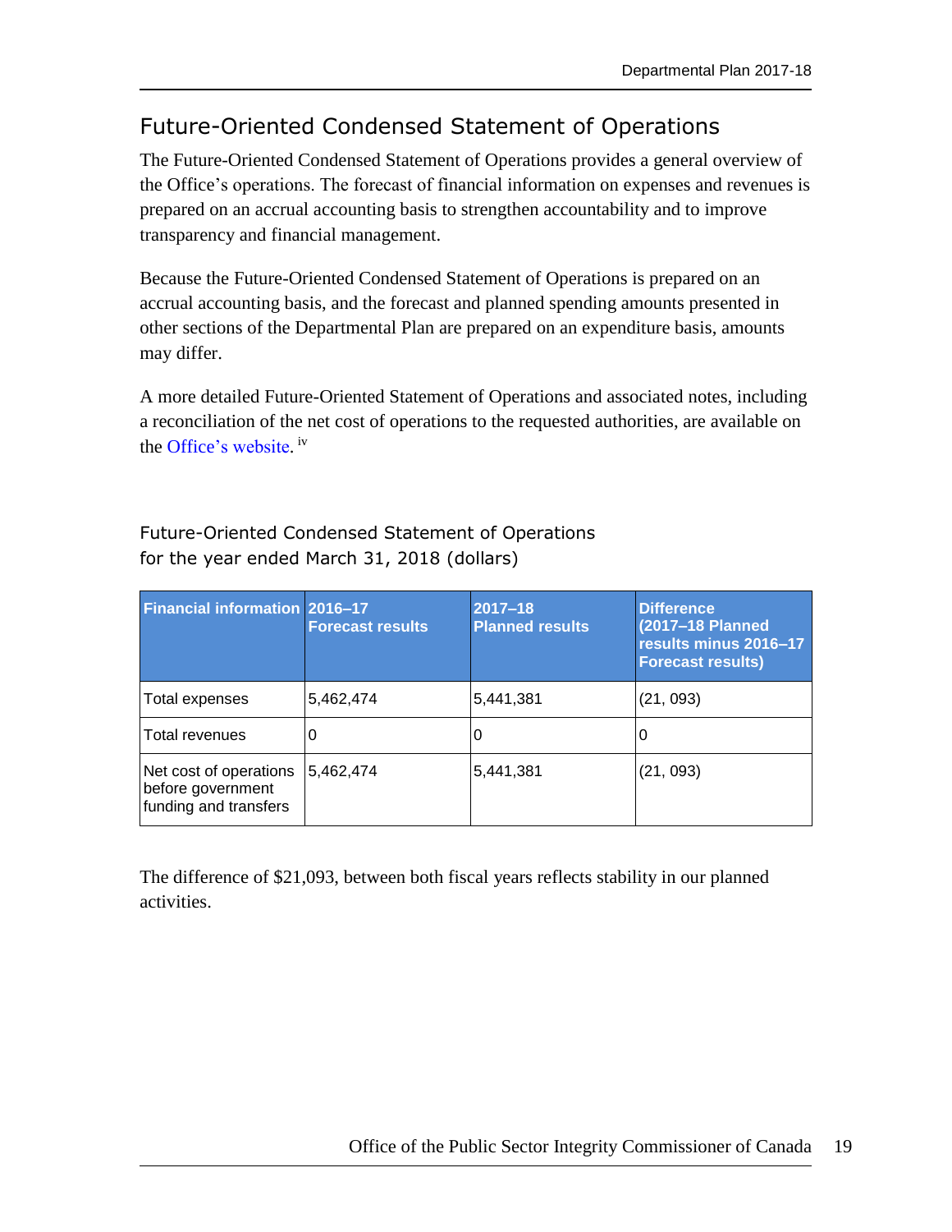## Future-Oriented Condensed Statement of Operations

The Future-Oriented Condensed Statement of Operations provides a general overview of the Office's operations. The forecast of financial information on expenses and revenues is prepared on an accrual accounting basis to strengthen accountability and to improve transparency and financial management.

Because the Future-Oriented Condensed Statement of Operations is prepared on an accrual accounting basis, and the forecast and planned spending amounts presented in other sections of the Departmental Plan are prepared on an expenditure basis, amounts may differ.

A more detailed Future-Oriented Statement of Operations and associated notes, including a reconciliation of the net cost of operations to the requested authorities, are available on the Office's website. [iv]

### Future-Oriented Condensed Statement of Operations for the year ended March 31, 2018 (dollars)

| Financial information | 2016–17 Forecast results | 2017–18 Planned results | Difference (2017–18 Planned results minus 2016–17 Forecast results) |
|---|---|---|---|
| Total expenses | 5,462,474 | 5,441,381 | (21, 093) |
| Total revenues | 0 | 0 | 0 |
| Net cost of operations before government funding and transfers | 5,462,474 | 5,441,381 | (21, 093) |

The difference of $21,093, between both fiscal years reflects stability in our planned activities.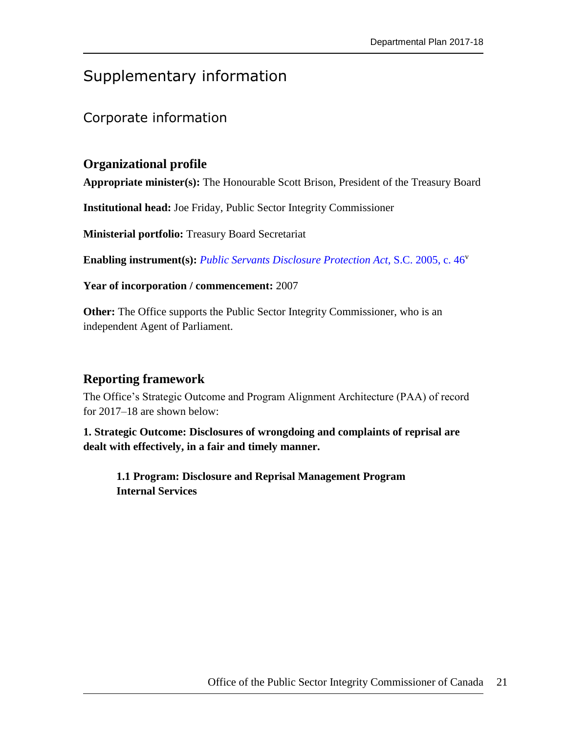# Supplementary information

## Corporate information

### Organizational profile

**Appropriate minister(s):** The Honourable Scott Brison, President of the Treasury Board

**Institutional head:** Joe Friday, Public Sector Integrity Commissioner

**Ministerial portfolio:** Treasury Board Secretariat

**Enabling instrument(s):** *Public Servants Disclosure Protection Act*, S.C. 2005, c. 46[v]

**Year of incorporation / commencement:** 2007

**Other:** The Office supports the Public Sector Integrity Commissioner, who is an independent Agent of Parliament.

### Reporting framework

The Office's Strategic Outcome and Program Alignment Architecture (PAA) of record for 2017–18 are shown below:

**1. Strategic Outcome: Disclosures of wrongdoing and complaints of reprisal are dealt with effectively, in a fair and timely manner.**

> **1.1 Program: Disclosure and Reprisal Management Program**
> **Internal Services**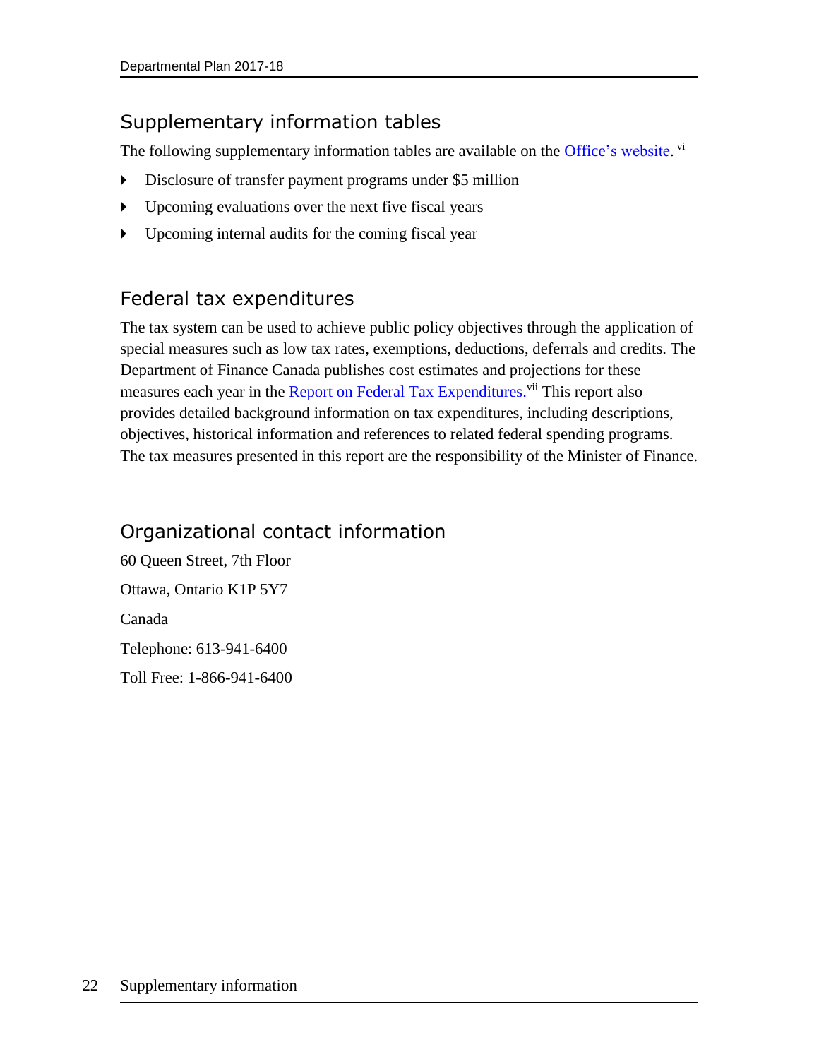## Supplementary information tables

The following supplementary information tables are available on the Office's website. [vi]

- Disclosure of transfer payment programs under $5 million
- Upcoming evaluations over the next five fiscal years
- Upcoming internal audits for the coming fiscal year

## Federal tax expenditures

The tax system can be used to achieve public policy objectives through the application of special measures such as low tax rates, exemptions, deductions, deferrals and credits. The Department of Finance Canada publishes cost estimates and projections for these measures each year in the Report on Federal Tax Expenditures.[vii] This report also provides detailed background information on tax expenditures, including descriptions, objectives, historical information and references to related federal spending programs. The tax measures presented in this report are the responsibility of the Minister of Finance.

## Organizational contact information

60 Queen Street, 7th Floor

Ottawa, Ontario K1P 5Y7

Canada

Telephone: 613-941-6400

Toll Free: 1-866-941-6400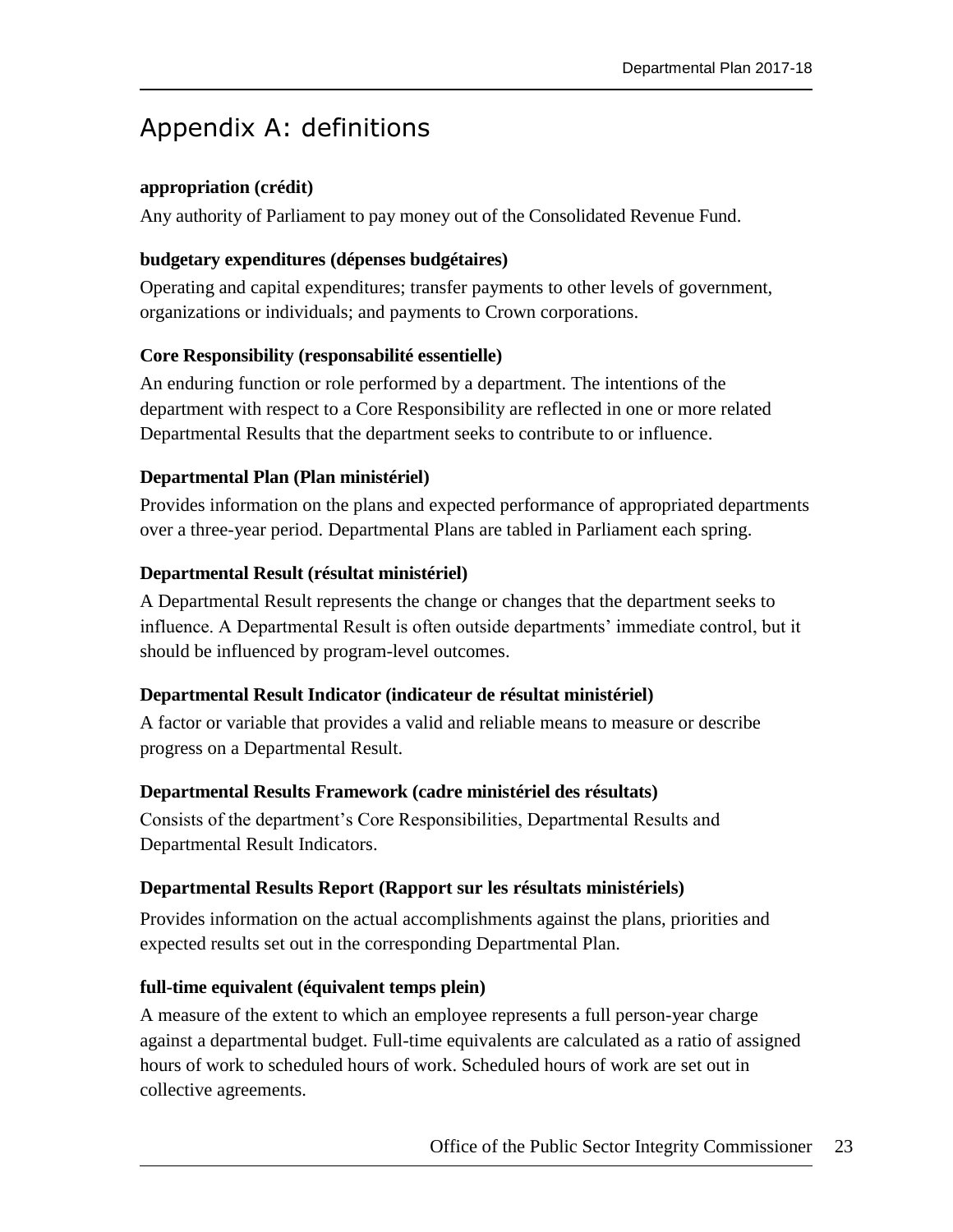# Appendix A: definitions

**appropriation (crédit)**

Any authority of Parliament to pay money out of the Consolidated Revenue Fund.

**budgetary expenditures (dépenses budgétaires)**

Operating and capital expenditures; transfer payments to other levels of government, organizations or individuals; and payments to Crown corporations.

**Core Responsibility (responsabilité essentielle)**

An enduring function or role performed by a department. The intentions of the department with respect to a Core Responsibility are reflected in one or more related Departmental Results that the department seeks to contribute to or influence.

**Departmental Plan (Plan ministériel)**

Provides information on the plans and expected performance of appropriated departments over a three-year period. Departmental Plans are tabled in Parliament each spring.

**Departmental Result (résultat ministériel)**

A Departmental Result represents the change or changes that the department seeks to influence. A Departmental Result is often outside departments' immediate control, but it should be influenced by program-level outcomes.

**Departmental Result Indicator (indicateur de résultat ministériel)**

A factor or variable that provides a valid and reliable means to measure or describe progress on a Departmental Result.

**Departmental Results Framework (cadre ministériel des résultats)**

Consists of the department's Core Responsibilities, Departmental Results and Departmental Result Indicators.

**Departmental Results Report (Rapport sur les résultats ministériels)**

Provides information on the actual accomplishments against the plans, priorities and expected results set out in the corresponding Departmental Plan.

**full-time equivalent (équivalent temps plein)**

A measure of the extent to which an employee represents a full person-year charge against a departmental budget. Full-time equivalents are calculated as a ratio of assigned hours of work to scheduled hours of work. Scheduled hours of work are set out in collective agreements.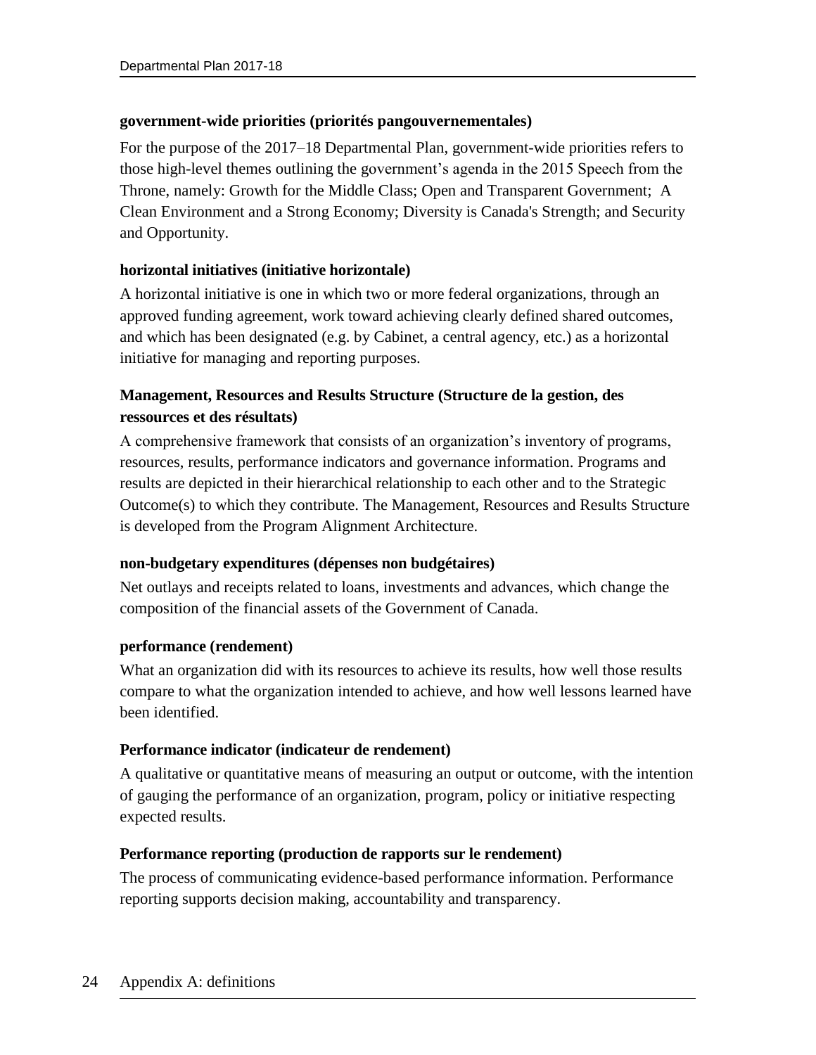**government-wide priorities (priorités pangouvernementales)**

For the purpose of the 2017–18 Departmental Plan, government-wide priorities refers to those high-level themes outlining the government's agenda in the 2015 Speech from the Throne, namely: Growth for the Middle Class; Open and Transparent Government; A Clean Environment and a Strong Economy; Diversity is Canada's Strength; and Security and Opportunity.

**horizontal initiatives (initiative horizontale)**

A horizontal initiative is one in which two or more federal organizations, through an approved funding agreement, work toward achieving clearly defined shared outcomes, and which has been designated (e.g. by Cabinet, a central agency, etc.) as a horizontal initiative for managing and reporting purposes.

**Management, Resources and Results Structure (Structure de la gestion, des ressources et des résultats)**

A comprehensive framework that consists of an organization's inventory of programs, resources, results, performance indicators and governance information. Programs and results are depicted in their hierarchical relationship to each other and to the Strategic Outcome(s) to which they contribute. The Management, Resources and Results Structure is developed from the Program Alignment Architecture.

**non-budgetary expenditures (dépenses non budgétaires)**

Net outlays and receipts related to loans, investments and advances, which change the composition of the financial assets of the Government of Canada.

**performance (rendement)**

What an organization did with its resources to achieve its results, how well those results compare to what the organization intended to achieve, and how well lessons learned have been identified.

**Performance indicator (indicateur de rendement)**

A qualitative or quantitative means of measuring an output or outcome, with the intention of gauging the performance of an organization, program, policy or initiative respecting expected results.

**Performance reporting (production de rapports sur le rendement)**

The process of communicating evidence-based performance information. Performance reporting supports decision making, accountability and transparency.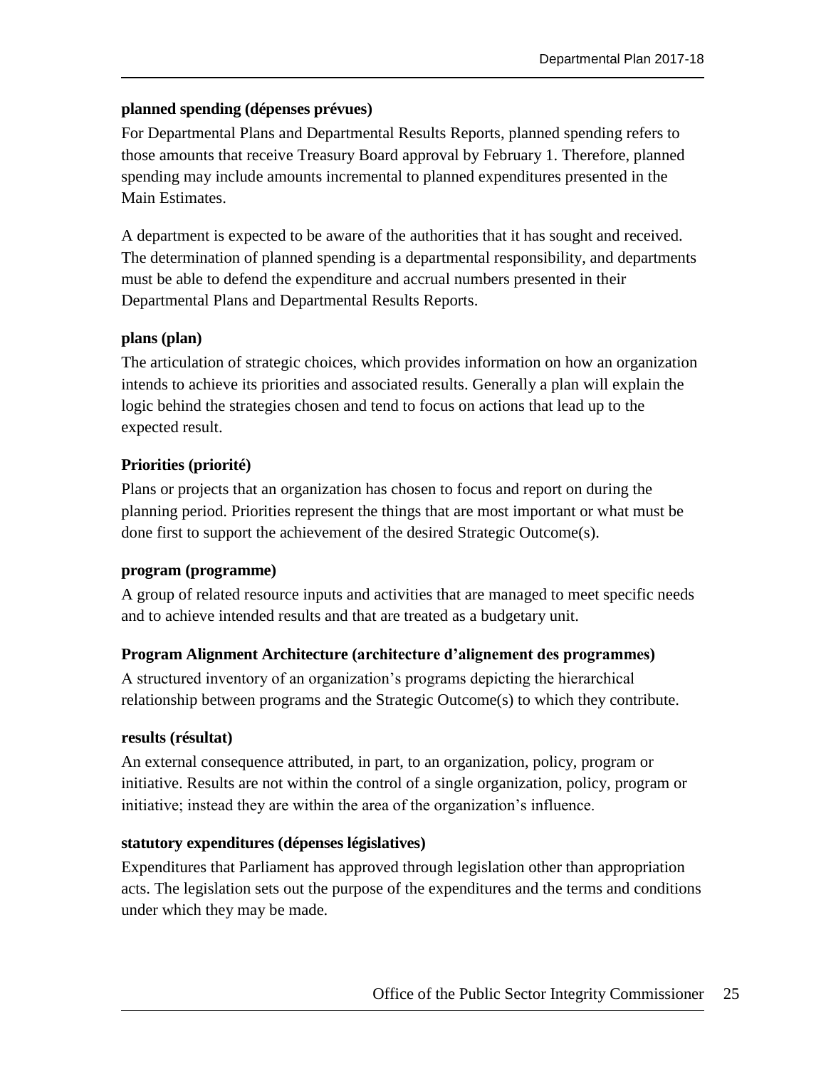**planned spending (dépenses prévues)**

For Departmental Plans and Departmental Results Reports, planned spending refers to those amounts that receive Treasury Board approval by February 1. Therefore, planned spending may include amounts incremental to planned expenditures presented in the Main Estimates.

A department is expected to be aware of the authorities that it has sought and received. The determination of planned spending is a departmental responsibility, and departments must be able to defend the expenditure and accrual numbers presented in their Departmental Plans and Departmental Results Reports.

**plans (plan)**

The articulation of strategic choices, which provides information on how an organization intends to achieve its priorities and associated results. Generally a plan will explain the logic behind the strategies chosen and tend to focus on actions that lead up to the expected result.

**Priorities (priorité)**

Plans or projects that an organization has chosen to focus and report on during the planning period. Priorities represent the things that are most important or what must be done first to support the achievement of the desired Strategic Outcome(s).

**program (programme)**

A group of related resource inputs and activities that are managed to meet specific needs and to achieve intended results and that are treated as a budgetary unit.

**Program Alignment Architecture (architecture d'alignement des programmes)**

A structured inventory of an organization's programs depicting the hierarchical relationship between programs and the Strategic Outcome(s) to which they contribute.

**results (résultat)**

An external consequence attributed, in part, to an organization, policy, program or initiative. Results are not within the control of a single organization, policy, program or initiative; instead they are within the area of the organization's influence.

**statutory expenditures (dépenses législatives)**

Expenditures that Parliament has approved through legislation other than appropriation acts. The legislation sets out the purpose of the expenditures and the terms and conditions under which they may be made.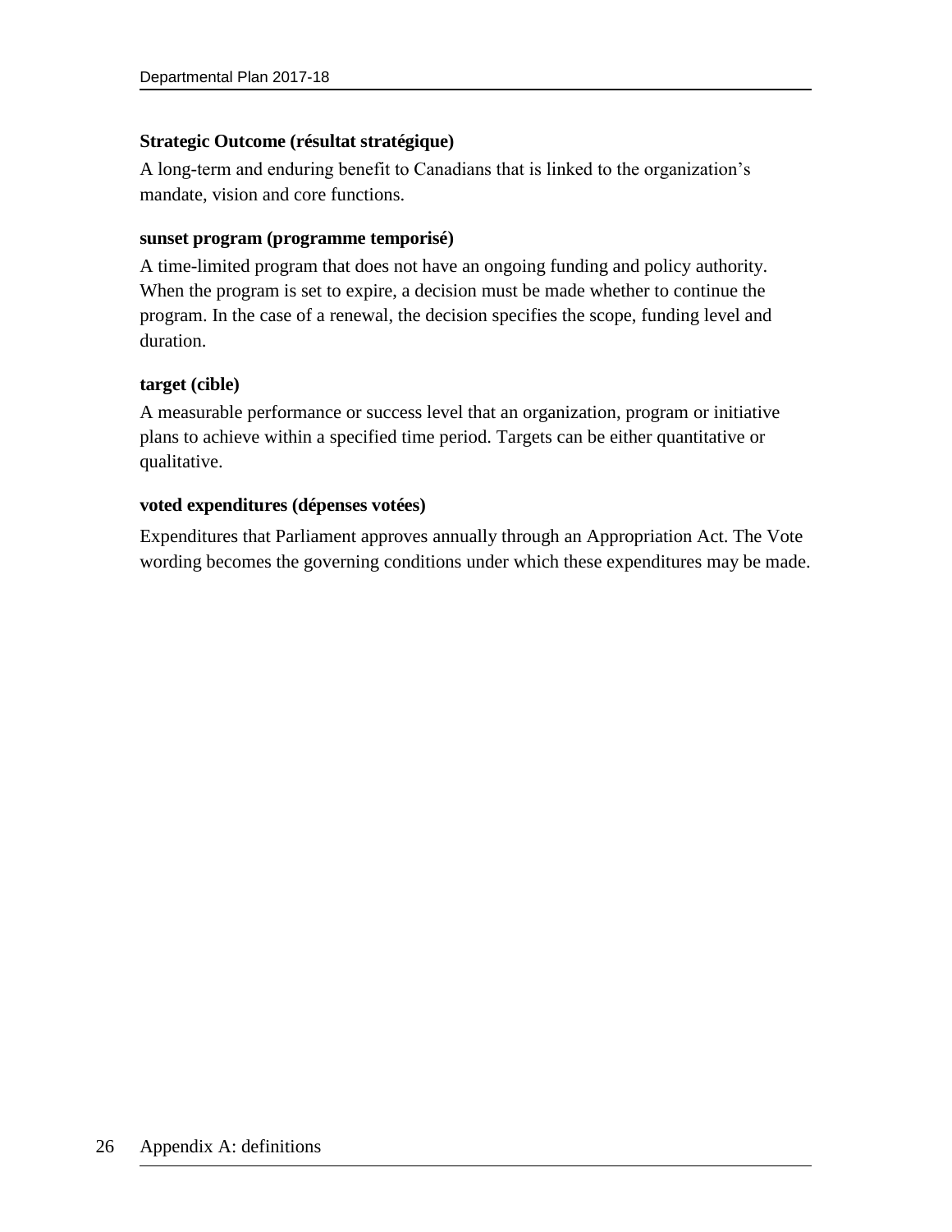**Strategic Outcome (résultat stratégique)**

A long-term and enduring benefit to Canadians that is linked to the organization's mandate, vision and core functions.

**sunset program (programme temporisé)**

A time-limited program that does not have an ongoing funding and policy authority. When the program is set to expire, a decision must be made whether to continue the program. In the case of a renewal, the decision specifies the scope, funding level and duration.

**target (cible)**

A measurable performance or success level that an organization, program or initiative plans to achieve within a specified time period. Targets can be either quantitative or qualitative.

**voted expenditures (dépenses votées)**

Expenditures that Parliament approves annually through an Appropriation Act. The Vote wording becomes the governing conditions under which these expenditures may be made.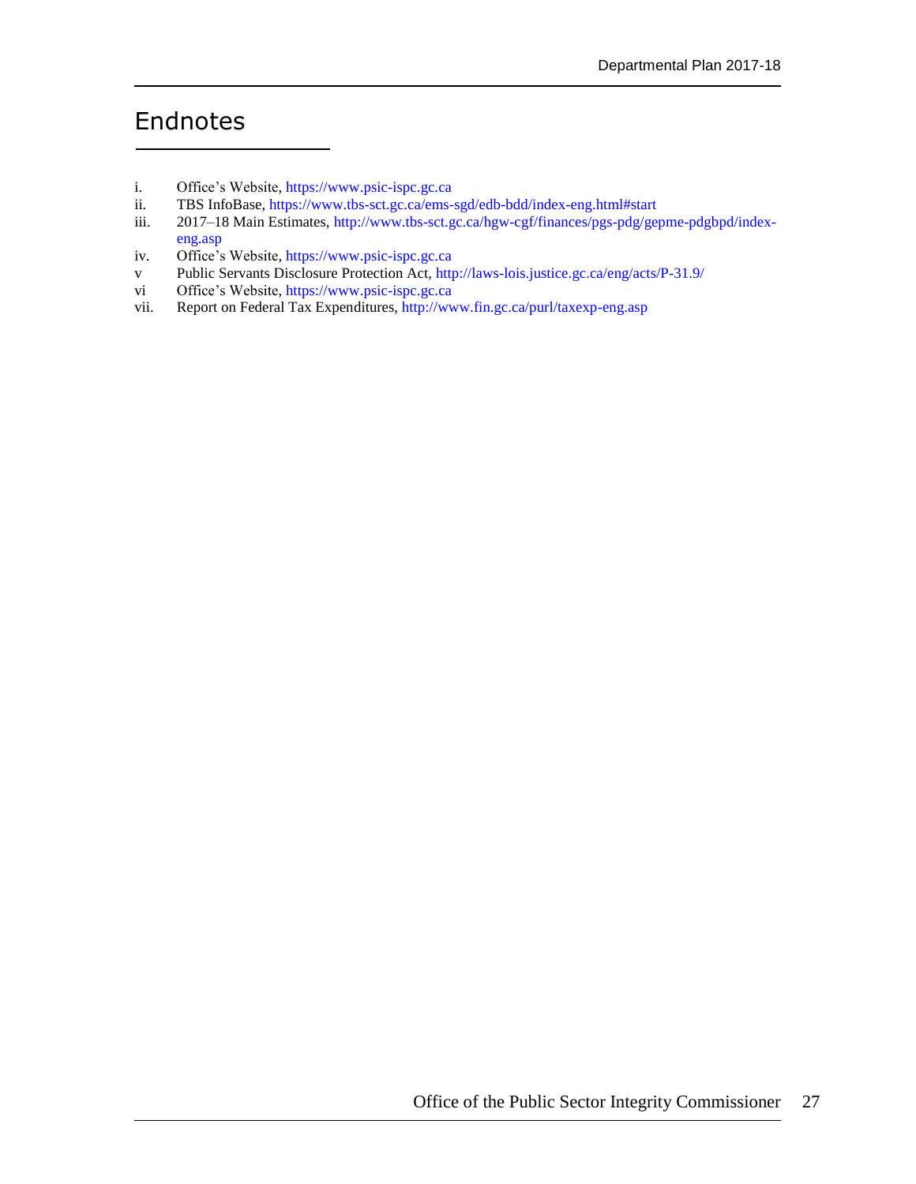# Endnotes

i. Office's Website, https://www.psic-ispc.gc.ca
ii. TBS InfoBase, https://www.tbs-sct.gc.ca/ems-sgd/edb-bdd/index-eng.html#start
iii. 2017–18 Main Estimates, http://www.tbs-sct.gc.ca/hgw-cgf/finances/pgs-pdg/gepme-pdgbpd/index-eng.asp
iv. Office's Website, https://www.psic-ispc.gc.ca
v Public Servants Disclosure Protection Act, http://laws-lois.justice.gc.ca/eng/acts/P-31.9/
vi Office's Website, https://www.psic-ispc.gc.ca
vii. Report on Federal Tax Expenditures, http://www.fin.gc.ca/purl/taxexp-eng.asp